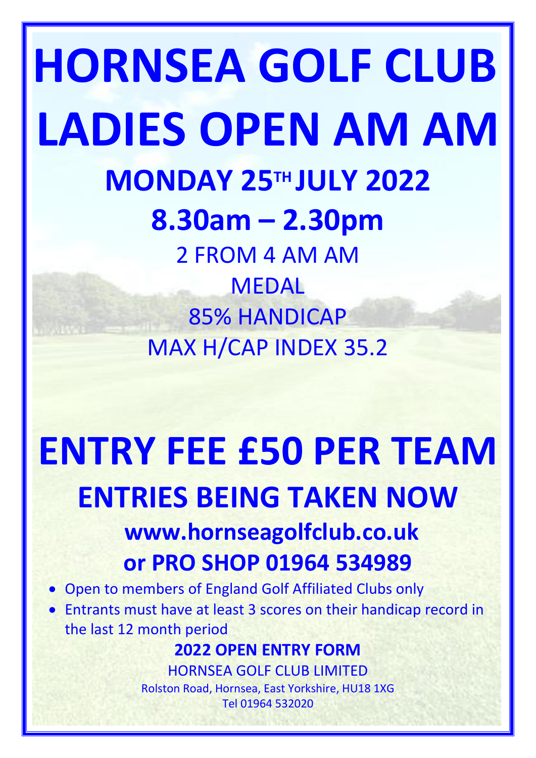# HORNSEA GOLF CLUB

# LADIES OPEN AM AM

## MONDAY 25TH JULY 2022

## 8.30am – 2.30pm

2 FROM 4 AM AM

MEDAL

85% HANDICAP

MAX H/CAP INDEX 35.2

# ENTRY FEE £50 PER TEAM

## ENTRIES BEING TAKEN NOW

### www.hornseagolfclub.co.uk

### or PRO SHOP 01964 534989

- Open to members of England Golf Affiliated Clubs only
- Entrants must have at least 3 scores on their handicap record in the last 12 month period

**2022 OPEN ENTRY FORM**

HORNSEA GOLF CLUB LIMITED

Rolston Road, Hornsea, East Yorkshire, HU18 1XG

Tel 01964 532020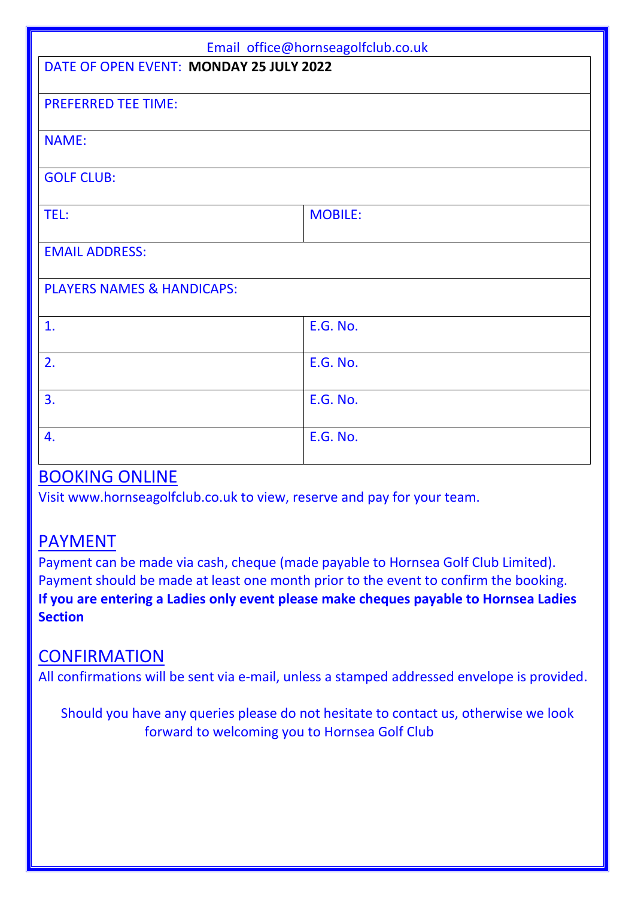Email office@hornseagolfclub.co.uk

| | |
|---|---|
| DATE OF OPEN EVENT: **MONDAY 25 JULY 2022** | |
| PREFERRED TEE TIME: | |
| NAME: | |
| GOLF CLUB: | |
| TEL: | MOBILE: |
| EMAIL ADDRESS: | |
| PLAYERS NAMES & HANDICAPS: | |
| 1. | E.G. No. |
| 2. | E.G. No. |
| 3. | E.G. No. |
| 4. | E.G. No. |

## BOOKING ONLINE

Visit www.hornseagolfclub.co.uk to view, reserve and pay for your team.

## PAYMENT

Payment can be made via cash, cheque (made payable to Hornsea Golf Club Limited). Payment should be made at least one month prior to the event to confirm the booking.
**If you are entering a Ladies only event please make cheques payable to Hornsea Ladies Section**

## CONFIRMATION

All confirmations will be sent via e-mail, unless a stamped addressed envelope is provided.

Should you have any queries please do not hesitate to contact us, otherwise we look forward to welcoming you to Hornsea Golf Club